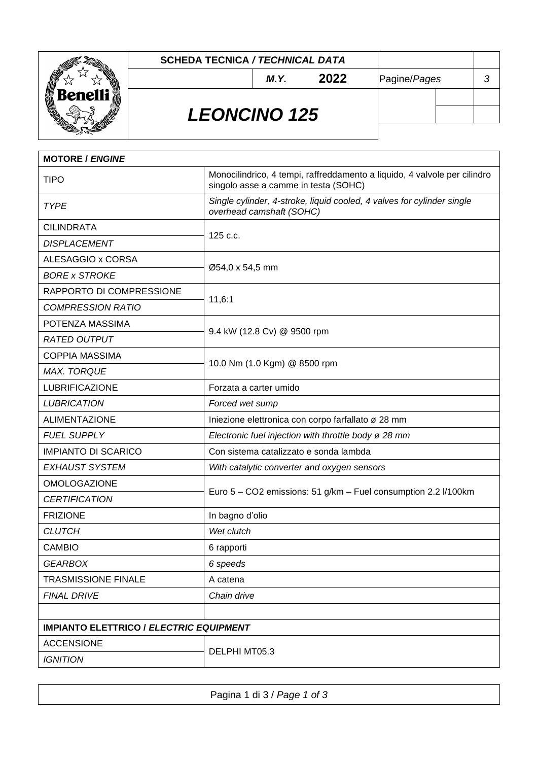| SCHEDA TECNICA / *TECHNICAL DATA* | | |
|---|---|---|
| *M.Y.* | **2022** | Pagine/*Pages* 3 |

# *LEONCINO 125*

| **MOTORE / *ENGINE*** | |
|---|---|
| TIPO | Monocilindrico, 4 tempi, raffreddamento a liquido, 4 valvole per cilindro singolo asse a camme in testa (SOHC) |
| *TYPE* | *Single cylinder, 4-stroke, liquid cooled, 4 valves for cylinder single overhead camshaft (SOHC)* |
| CILINDRATA / *DISPLACEMENT* | 125 c.c. |
| ALESAGGIO x CORSA / *BORE x STROKE* | Ø54,0 x 54,5 mm |
| RAPPORTO DI COMPRESSIONE / *COMPRESSION RATIO* | 11,6:1 |
| POTENZA MASSIMA / *RATED OUTPUT* | 9.4 kW (12.8 Cv) @ 9500 rpm |
| COPPIA MASSIMA / *MAX. TORQUE* | 10.0 Nm (1.0 Kgm) @ 8500 rpm |
| LUBRIFICAZIONE | Forzata a carter umido |
| *LUBRICATION* | *Forced wet sump* |
| ALIMENTAZIONE | Iniezione elettronica con corpo farfallato ø 28 mm |
| *FUEL SUPPLY* | *Electronic fuel injection with throttle body ø 28 mm* |
| IMPIANTO DI SCARICO | Con sistema catalizzato e sonda lambda |
| *EXHAUST SYSTEM* | *With catalytic converter and oxygen sensors* |
| OMOLOGAZIONE / *CERTIFICATION* | Euro 5 – CO2 emissions: 51 g/km – Fuel consumption 2.2 l/100km |
| FRIZIONE | In bagno d'olio |
| *CLUTCH* | *Wet clutch* |
| CAMBIO | 6 rapporti |
| *GEARBOX* | *6 speeds* |
| TRASMISSIONE FINALE | A catena |
| *FINAL DRIVE* | *Chain drive* |
| | |
| **IMPIANTO ELETTRICO / *ELECTRIC EQUIPMENT*** | |
| ACCENSIONE / *IGNITION* | DELPHI MT05.3 |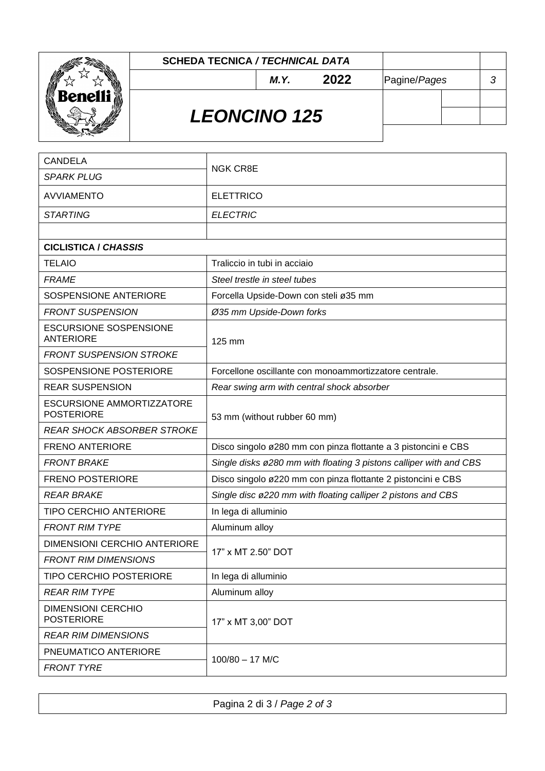| | | | | |
|---|---|---|---|---|
| **SCHEDA TECNICA / *TECHNICAL DATA*** | | | | |
| | ***M.Y.*** | **2022** | Pagine/*Pages* | *3* |
| ***LEONCINO 125*** | | | | |

| | |
|---|---|
| CANDELA | NGK CR8E |
| *SPARK PLUG* | |
| AVVIAMENTO | ELETTRICO |
| *STARTING* | *ELECTRIC* |
| | |
| **CICLISTICA / *CHASSIS*** | |
| TELAIO | Traliccio in tubi in acciaio |
| *FRAME* | *Steel trestle in steel tubes* |
| SOSPENSIONE ANTERIORE | Forcella Upside-Down con steli ø35 mm |
| *FRONT SUSPENSION* | *Ø35 mm Upside-Down forks* |
| ESCURSIONE SOSPENSIONE ANTERIORE | 125 mm |
| *FRONT SUSPENSION STROKE* | |
| SOSPENSIONE POSTERIORE | Forcellone oscillante con monoammortizzatore centrale. |
| REAR SUSPENSION | *Rear swing arm with central shock absorber* |
| ESCURSIONE AMMORTIZZATORE POSTERIORE | 53 mm (without rubber 60 mm) |
| *REAR SHOCK ABSORBER STROKE* | |
| FRENO ANTERIORE | Disco singolo ø280 mm con pinza flottante a 3 pistoncini e CBS |
| *FRONT BRAKE* | *Single disks ø280 mm with floating 3 pistons calliper with and CBS* |
| FRENO POSTERIORE | Disco singolo ø220 mm con pinza flottante 2 pistoncini e CBS |
| *REAR BRAKE* | *Single disc ø220 mm with floating calliper 2 pistons and CBS* |
| TIPO CERCHIO ANTERIORE | In lega di alluminio |
| *FRONT RIM TYPE* | Aluminum alloy |
| DIMENSIONI CERCHIO ANTERIORE | 17" x MT 2.50" DOT |
| *FRONT RIM DIMENSIONS* | |
| TIPO CERCHIO POSTERIORE | In lega di alluminio |
| *REAR RIM TYPE* | Aluminum alloy |
| DIMENSIONI CERCHIO POSTERIORE | 17" x MT 3,00" DOT |
| *REAR RIM DIMENSIONS* | |
| PNEUMATICO ANTERIORE | 100/80 – 17 M/C |
| *FRONT TYRE* | |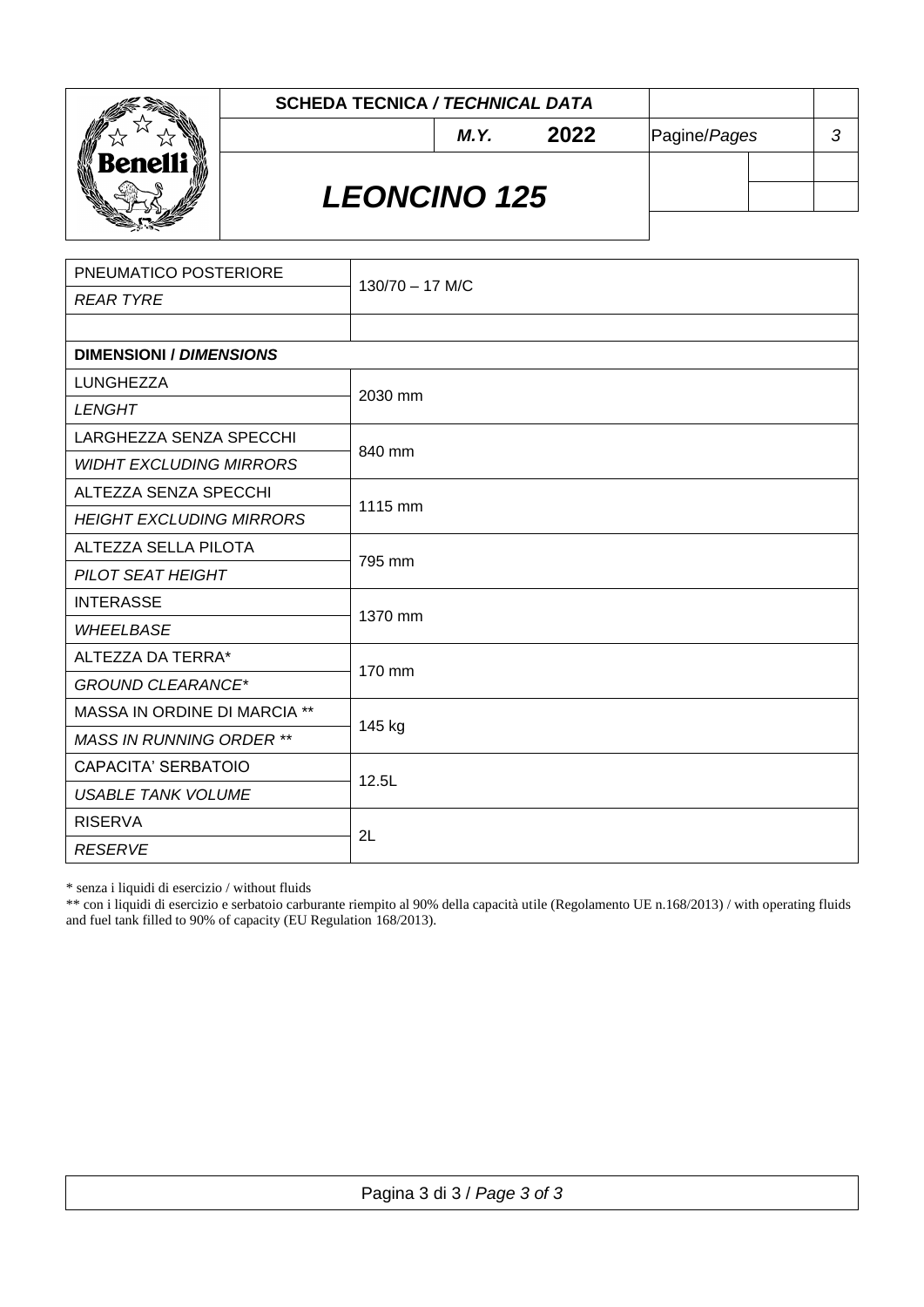**SCHEDA TECNICA / *TECHNICAL DATA***

***M.Y.*** **2022**

## *LEONCINO 125*

| | |
|---|---|
| PNEUMATICO POSTERIORE<br>*REAR TYRE* | 130/70 – 17 M/C |
| | |
| **DIMENSIONI / *DIMENSIONS*** | |
| LUNGHEZZA<br>*LENGHT* | 2030 mm |
| LARGHEZZA SENZA SPECCHI<br>*WIDHT EXCLUDING MIRRORS* | 840 mm |
| ALTEZZA SENZA SPECCHI<br>*HEIGHT EXCLUDING MIRRORS* | 1115 mm |
| ALTEZZA SELLA PILOTA<br>*PILOT SEAT HEIGHT* | 795 mm |
| INTERASSE<br>*WHEELBASE* | 1370 mm |
| ALTEZZA DA TERRA*<br>*GROUND CLEARANCE** | 170 mm |
| MASSA IN ORDINE DI MARCIA **<br>*MASS IN RUNNING ORDER *** | 145 kg |
| CAPACITA' SERBATOIO<br>*USABLE TANK VOLUME* | 12.5L |
| RISERVA<br>*RESERVE* | 2L |

* senza i liquidi di esercizio / without fluids

** con i liquidi di esercizio e serbatoio carburante riempito al 90% della capacità utile (Regolamento UE n.168/2013) / with operating fluids and fuel tank filled to 90% of capacity (EU Regulation 168/2013).